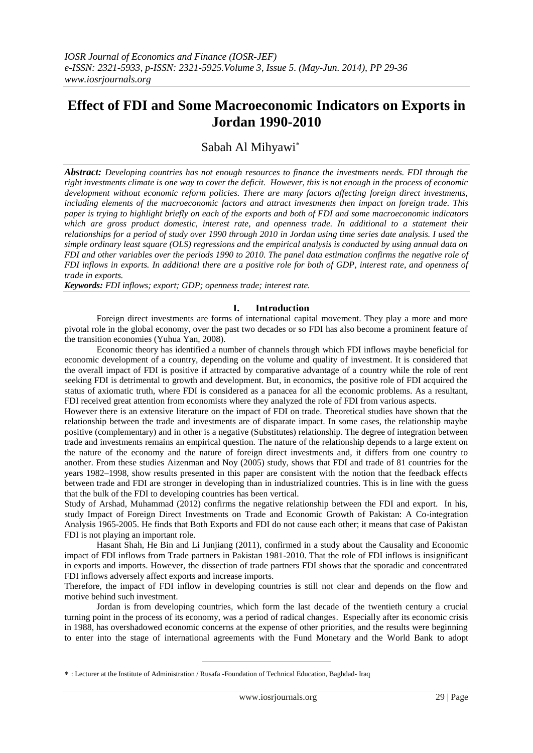# Effect of FDI and Some Macroeconomic Indicators on Exports in Jordan 1990-2010

Sabah Al Mihyawi*

***Abstract:*** *Developing countries has not enough resources to finance the investments needs. FDI through the right investments climate is one way to cover the deficit. However, this is not enough in the process of economic development without economic reform policies. There are many factors affecting foreign direct investments, including elements of the macroeconomic factors and attract investments then impact on foreign trade. This paper is trying to highlight briefly on each of the exports and both of FDI and some macroeconomic indicators which are gross product domestic, interest rate, and openness trade. In additional to a statement their relationships for a period of study over 1990 through 2010 in Jordan using time series date analysis. I used the simple ordinary least square (OLS) regressions and the empirical analysis is conducted by using annual data on FDI and other variables over the periods 1990 to 2010. The panel data estimation confirms the negative role of FDI inflows in exports. In additional there are a positive role for both of GDP, interest rate, and openness of trade in exports.*

***Keywords:*** *FDI inflows; export; GDP; openness trade; interest rate.*

## I. Introduction

Foreign direct investments are forms of international capital movement. They play a more and more pivotal role in the global economy, over the past two decades or so FDI has also become a prominent feature of the transition economies (Yuhua Yan, 2008).

Economic theory has identified a number of channels through which FDI inflows maybe beneficial for economic development of a country, depending on the volume and quality of investment. It is considered that the overall impact of FDI is positive if attracted by comparative advantage of a country while the role of rent seeking FDI is detrimental to growth and development. But, in economics, the positive role of FDI acquired the status of axiomatic truth, where FDI is considered as a panacea for all the economic problems. As a resultant, FDI received great attention from economists where they analyzed the role of FDI from various aspects.

However there is an extensive literature on the impact of FDI on trade. Theoretical studies have shown that the relationship between the trade and investments are of disparate impact. In some cases, the relationship maybe positive (complementary) and in other is a negative (Substitutes) relationship. The degree of integration between trade and investments remains an empirical question. The nature of the relationship depends to a large extent on the nature of the economy and the nature of foreign direct investments and, it differs from one country to another. From these studies Aizenman and Noy (2005) study, shows that FDI and trade of 81 countries for the years 1982–1998, show results presented in this paper are consistent with the notion that the feedback effects between trade and FDI are stronger in developing than in industrialized countries. This is in line with the guess that the bulk of the FDI to developing countries has been vertical.

Study of Arshad, Muhammad (2012) confirms the negative relationship between the FDI and export. In his, study Impact of Foreign Direct Investments on Trade and Economic Growth of Pakistan: A Co-integration Analysis 1965-2005. He finds that Both Exports and FDI do not cause each other; it means that case of Pakistan FDI is not playing an important role.

Hasant Shah, He Bin and Li Junjiang (2011), confirmed in a study about the Causality and Economic impact of FDI inflows from Trade partners in Pakistan 1981-2010. That the role of FDI inflows is insignificant in exports and imports. However, the dissection of trade partners FDI shows that the sporadic and concentrated FDI inflows adversely affect exports and increase imports.

Therefore, the impact of FDI inflow in developing countries is still not clear and depends on the flow and motive behind such investment.

Jordan is from developing countries, which form the last decade of the twentieth century a crucial turning point in the process of its economy, was a period of radical changes. Especially after its economic crisis in 1988, has overshadowed economic concerns at the expense of other priorities, and the results were beginning to enter into the stage of international agreements with the Fund Monetary and the World Bank to adopt

---

* : Lecturer at the Institute of Administration / Rusafa -Foundation of Technical Education, Baghdad- Iraq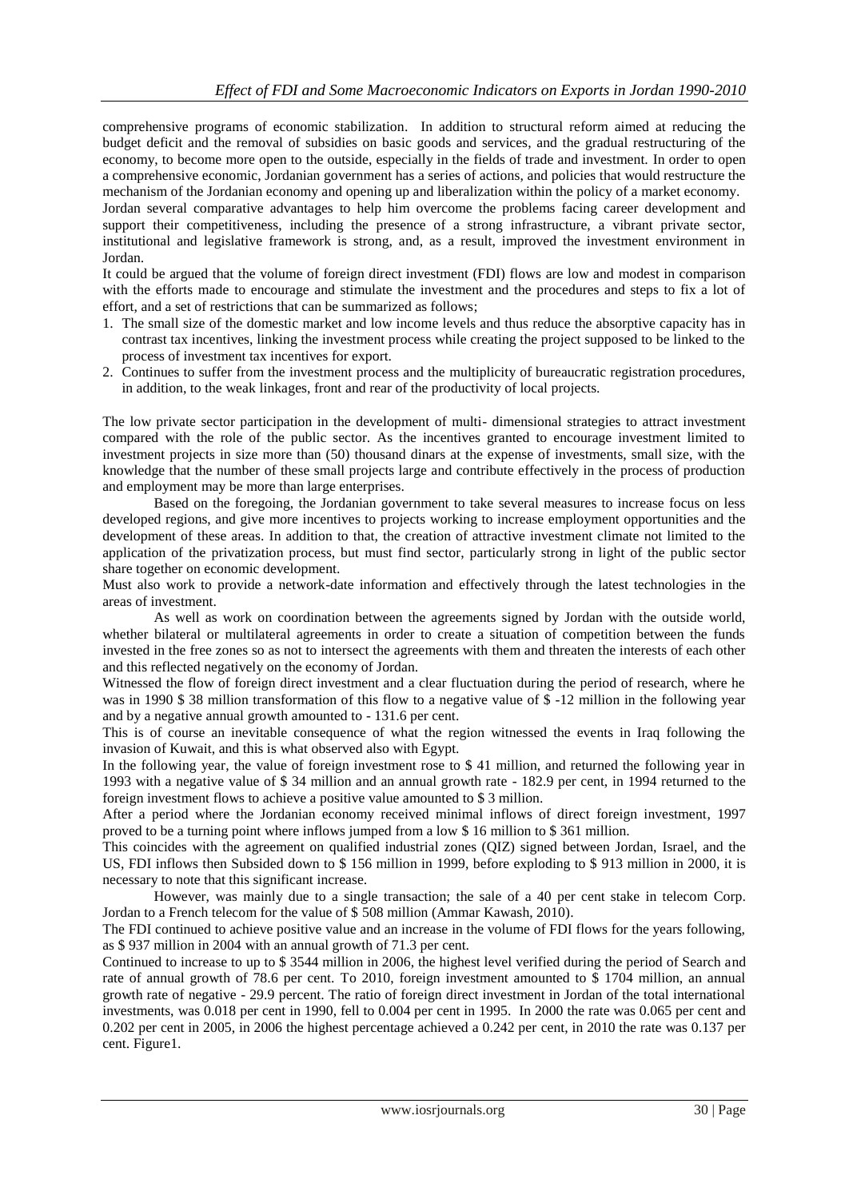comprehensive programs of economic stabilization. In addition to structural reform aimed at reducing the budget deficit and the removal of subsidies on basic goods and services, and the gradual restructuring of the economy, to become more open to the outside, especially in the fields of trade and investment. In order to open a comprehensive economic, Jordanian government has a series of actions, and policies that would restructure the mechanism of the Jordanian economy and opening up and liberalization within the policy of a market economy.

Jordan several comparative advantages to help him overcome the problems facing career development and support their competitiveness, including the presence of a strong infrastructure, a vibrant private sector, institutional and legislative framework is strong, and, as a result, improved the investment environment in Jordan.

It could be argued that the volume of foreign direct investment (FDI) flows are low and modest in comparison with the efforts made to encourage and stimulate the investment and the procedures and steps to fix a lot of effort, and a set of restrictions that can be summarized as follows;

1. The small size of the domestic market and low income levels and thus reduce the absorptive capacity has in contrast tax incentives, linking the investment process while creating the project supposed to be linked to the process of investment tax incentives for export.
2. Continues to suffer from the investment process and the multiplicity of bureaucratic registration procedures, in addition, to the weak linkages, front and rear of the productivity of local projects.

The low private sector participation in the development of multi- dimensional strategies to attract investment compared with the role of the public sector. As the incentives granted to encourage investment limited to investment projects in size more than (50) thousand dinars at the expense of investments, small size, with the knowledge that the number of these small projects large and contribute effectively in the process of production and employment may be more than large enterprises.

Based on the foregoing, the Jordanian government to take several measures to increase focus on less developed regions, and give more incentives to projects working to increase employment opportunities and the development of these areas. In addition to that, the creation of attractive investment climate not limited to the application of the privatization process, but must find sector, particularly strong in light of the public sector share together on economic development.

Must also work to provide a network-date information and effectively through the latest technologies in the areas of investment.

As well as work on coordination between the agreements signed by Jordan with the outside world, whether bilateral or multilateral agreements in order to create a situation of competition between the funds invested in the free zones so as not to intersect the agreements with them and threaten the interests of each other and this reflected negatively on the economy of Jordan.

Witnessed the flow of foreign direct investment and a clear fluctuation during the period of research, where he was in 1990 $ 38 million transformation of this flow to a negative value of $ -12 million in the following year and by a negative annual growth amounted to - 131.6 per cent.

This is of course an inevitable consequence of what the region witnessed the events in Iraq following the invasion of Kuwait, and this is what observed also with Egypt.

In the following year, the value of foreign investment rose to $ 41 million, and returned the following year in 1993 with a negative value of $ 34 million and an annual growth rate - 182.9 per cent, in 1994 returned to the foreign investment flows to achieve a positive value amounted to $ 3 million.

After a period where the Jordanian economy received minimal inflows of direct foreign investment, 1997 proved to be a turning point where inflows jumped from a low $ 16 million to $ 361 million.

This coincides with the agreement on qualified industrial zones (QIZ) signed between Jordan, Israel, and the US, FDI inflows then Subsided down to $ 156 million in 1999, before exploding to $ 913 million in 2000, it is necessary to note that this significant increase.

However, was mainly due to a single transaction; the sale of a 40 per cent stake in telecom Corp. Jordan to a French telecom for the value of $ 508 million (Ammar Kawash, 2010).

The FDI continued to achieve positive value and an increase in the volume of FDI flows for the years following, as $ 937 million in 2004 with an annual growth of 71.3 per cent.

Continued to increase to up to $ 3544 million in 2006, the highest level verified during the period of Search and rate of annual growth of 78.6 per cent. To 2010, foreign investment amounted to $ 1704 million, an annual growth rate of negative - 29.9 percent. The ratio of foreign direct investment in Jordan of the total international investments, was 0.018 per cent in 1990, fell to 0.004 per cent in 1995. In 2000 the rate was 0.065 per cent and 0.202 per cent in 2005, in 2006 the highest percentage achieved a 0.242 per cent, in 2010 the rate was 0.137 per cent. Figure1.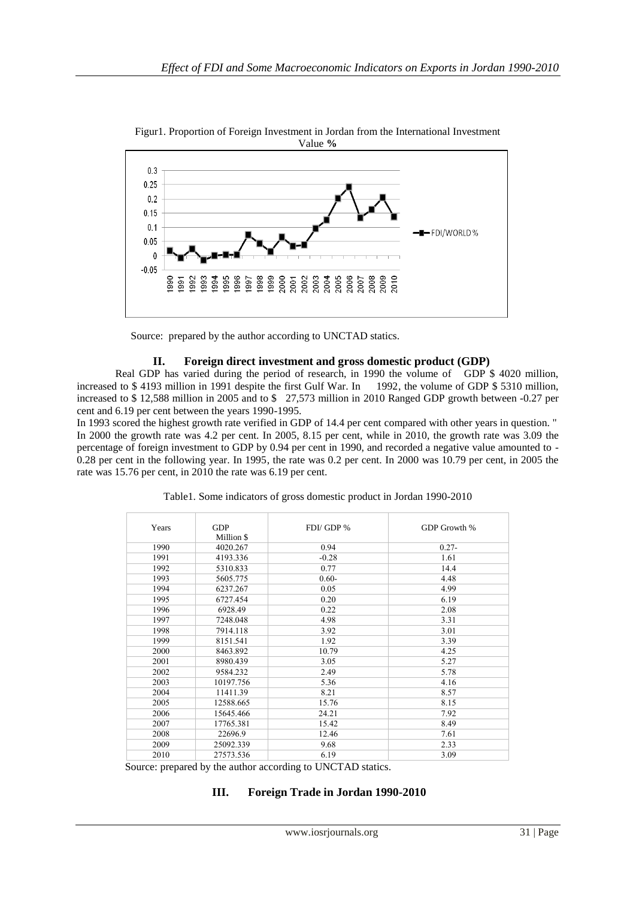Figur1. Proportion of Foreign Investment in Jordan from the International Investment Value **%**

Source: prepared by the author according to UNCTAD statics.

## II. Foreign direct investment and gross domestic product (GDP)

Real GDP has varied during the period of research, in 1990 the volume of GDP $ 4020 million, increased to $ 4193 million in 1991 despite the first Gulf War. In 1992, the volume of GDP $ 5310 million, increased to $ 12,588 million in 2005 and to $ 27,573 million in 2010 Ranged GDP growth between -0.27 per cent and 6.19 per cent between the years 1990-1995.

In 1993 scored the highest growth rate verified in GDP of 14.4 per cent compared with other years in question. " In 2000 the growth rate was 4.2 per cent. In 2005, 8.15 per cent, while in 2010, the growth rate was 3.09 the percentage of foreign investment to GDP by 0.94 per cent in 1990, and recorded a negative value amounted to -0.28 per cent in the following year. In 1995, the rate was 0.2 per cent. In 2000 was 10.79 per cent, in 2005 the rate was 15.76 per cent, in 2010 the rate was 6.19 per cent.

Table1. Some indicators of gross domestic product in Jordan 1990-2010

| Years | GDP Million $ | FDI/ GDP % | GDP Growth % |
|---|---|---|---|
| 1990 | 4020.267 | 0.94 | 0.27- |
| 1991 | 4193.336 | -0.28 | 1.61 |
| 1992 | 5310.833 | 0.77 | 14.4 |
| 1993 | 5605.775 | 0.60- | 4.48 |
| 1994 | 6237.267 | 0.05 | 4.99 |
| 1995 | 6727.454 | 0.20 | 6.19 |
| 1996 | 6928.49 | 0.22 | 2.08 |
| 1997 | 7248.048 | 4.98 | 3.31 |
| 1998 | 7914.118 | 3.92 | 3.01 |
| 1999 | 8151.541 | 1.92 | 3.39 |
| 2000 | 8463.892 | 10.79 | 4.25 |
| 2001 | 8980.439 | 3.05 | 5.27 |
| 2002 | 9584.232 | 2.49 | 5.78 |
| 2003 | 10197.756 | 5.36 | 4.16 |
| 2004 | 11411.39 | 8.21 | 8.57 |
| 2005 | 12588.665 | 15.76 | 8.15 |
| 2006 | 15645.466 | 24.21 | 7.92 |
| 2007 | 17765.381 | 15.42 | 8.49 |
| 2008 | 22696.9 | 12.46 | 7.61 |
| 2009 | 25092.339 | 9.68 | 2.33 |
| 2010 | 27573.536 | 6.19 | 3.09 |

Source: prepared by the author according to UNCTAD statics.

## III. Foreign Trade in Jordan 1990-2010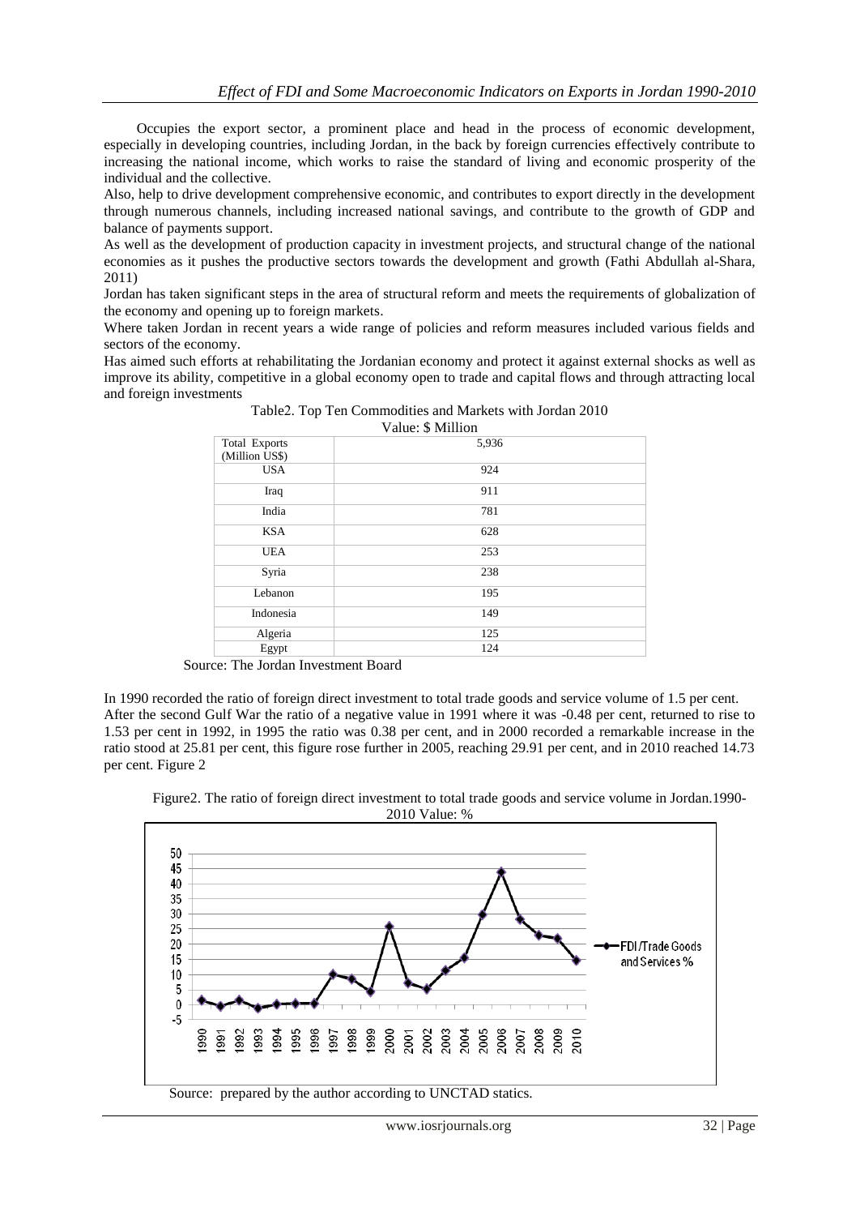Occupies the export sector, a prominent place and head in the process of economic development, especially in developing countries, including Jordan, in the back by foreign currencies effectively contribute to increasing the national income, which works to raise the standard of living and economic prosperity of the individual and the collective.

Also, help to drive development comprehensive economic, and contributes to export directly in the development through numerous channels, including increased national savings, and contribute to the growth of GDP and balance of payments support.

As well as the development of production capacity in investment projects, and structural change of the national economies as it pushes the productive sectors towards the development and growth (Fathi Abdullah al-Shara, 2011)

Jordan has taken significant steps in the area of structural reform and meets the requirements of globalization of the economy and opening up to foreign markets.

Where taken Jordan in recent years a wide range of policies and reform measures included various fields and sectors of the economy.

Has aimed such efforts at rehabilitating the Jordanian economy and protect it against external shocks as well as improve its ability, competitive in a global economy open to trade and capital flows and through attracting local and foreign investments

Table2. Top Ten Commodities and Markets with Jordan 2010

Value: $ Million

| Total Exports (Million US$) | 5,936 |
|---|---|
| USA | 924 |
| Iraq | 911 |
| India | 781 |
| KSA | 628 |
| UEA | 253 |
| Syria | 238 |
| Lebanon | 195 |
| Indonesia | 149 |
| Algeria | 125 |
| Egypt | 124 |

Source: The Jordan Investment Board

In 1990 recorded the ratio of foreign direct investment to total trade goods and service volume of 1.5 per cent. After the second Gulf War the ratio of a negative value in 1991 where it was -0.48 per cent, returned to rise to 1.53 per cent in 1992, in 1995 the ratio was 0.38 per cent, and in 2000 recorded a remarkable increase in the ratio stood at 25.81 per cent, this figure rose further in 2005, reaching 29.91 per cent, and in 2010 reached 14.73 per cent. Figure 2

Figure2. The ratio of foreign direct investment to total trade goods and service volume in Jordan.1990-2010 Value: %

Source: prepared by the author according to UNCTAD statics.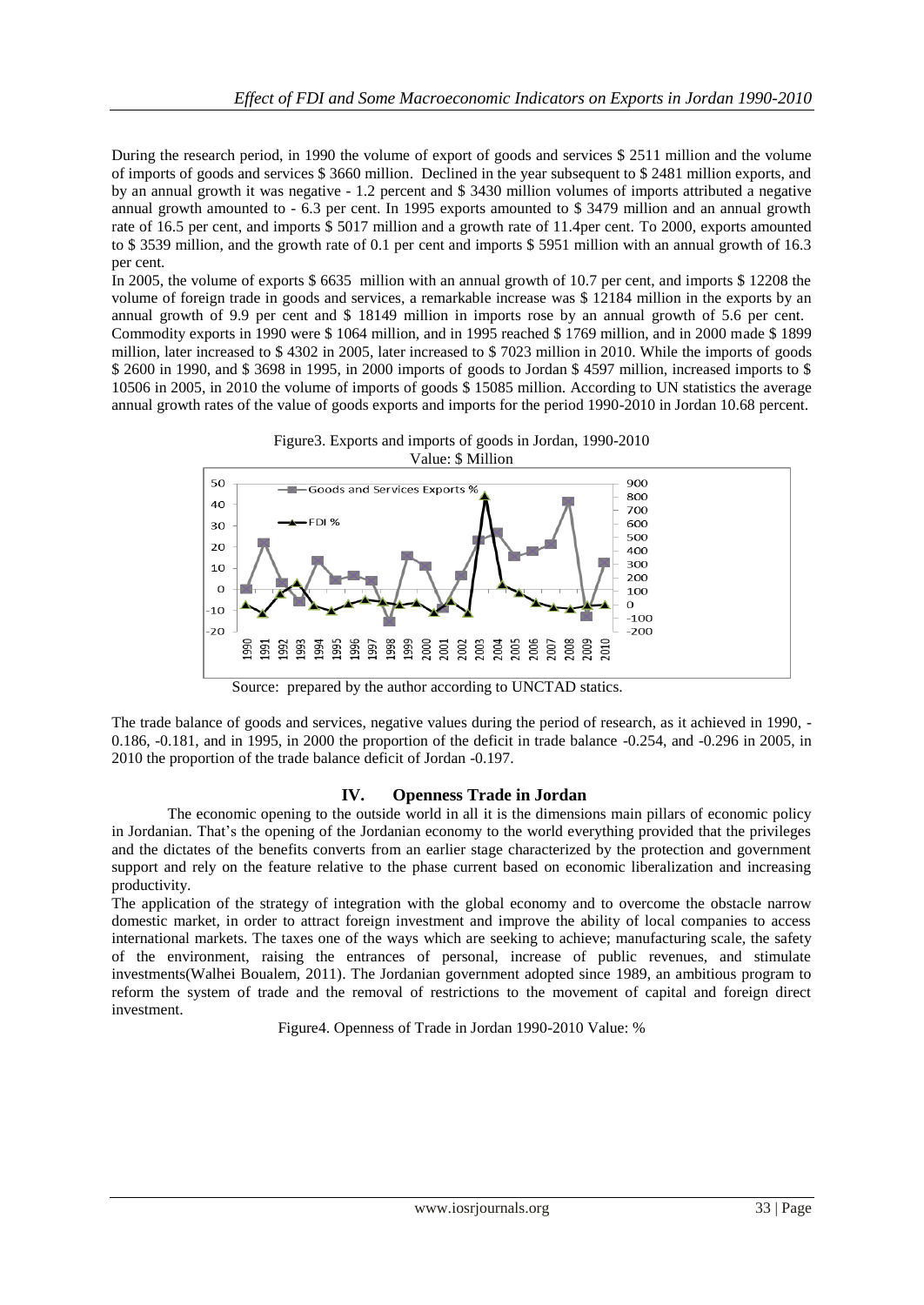During the research period, in 1990 the volume of export of goods and services \$ 2511 million and the volume of imports of goods and services \$ 3660 million. Declined in the year subsequent to \$ 2481 million exports, and by an annual growth it was negative - 1.2 percent and \$ 3430 million volumes of imports attributed a negative annual growth amounted to - 6.3 per cent. In 1995 exports amounted to \$ 3479 million and an annual growth rate of 16.5 per cent, and imports \$ 5017 million and a growth rate of 11.4per cent. To 2000, exports amounted to \$ 3539 million, and the growth rate of 0.1 per cent and imports \$ 5951 million with an annual growth of 16.3 per cent.

In 2005, the volume of exports \$ 6635 million with an annual growth of 10.7 per cent, and imports \$ 12208 the volume of foreign trade in goods and services, a remarkable increase was \$ 12184 million in the exports by an annual growth of 9.9 per cent and \$ 18149 million in imports rose by an annual growth of 5.6 per cent.

Commodity exports in 1990 were \$ 1064 million, and in 1995 reached \$ 1769 million, and in 2000 made \$ 1899 million, later increased to \$ 4302 in 2005, later increased to \$ 7023 million in 2010. While the imports of goods \$ 2600 in 1990, and \$ 3698 in 1995, in 2000 imports of goods to Jordan \$ 4597 million, increased imports to \$ 10506 in 2005, in 2010 the volume of imports of goods \$ 15085 million. According to UN statistics the average annual growth rates of the value of goods exports and imports for the period 1990-2010 in Jordan 10.68 percent.

Figure3. Exports and imports of goods in Jordan, 1990-2010
Value: \$ Million

Source: prepared by the author according to UNCTAD statics.

The trade balance of goods and services, negative values during the period of research, as it achieved in 1990, -0.186, -0.181, and in 1995, in 2000 the proportion of the deficit in trade balance -0.254, and -0.296 in 2005, in 2010 the proportion of the trade balance deficit of Jordan -0.197.

## IV. Openness Trade in Jordan

The economic opening to the outside world in all it is the dimensions main pillars of economic policy in Jordanian. That's the opening of the Jordanian economy to the world everything provided that the privileges and the dictates of the benefits converts from an earlier stage characterized by the protection and government support and rely on the feature relative to the phase current based on economic liberalization and increasing productivity.

The application of the strategy of integration with the global economy and to overcome the obstacle narrow domestic market, in order to attract foreign investment and improve the ability of local companies to access international markets. The taxes one of the ways which are seeking to achieve; manufacturing scale, the safety of the environment, raising the entrances of personal, increase of public revenues, and stimulate investments(Walhei Boualem, 2011). The Jordanian government adopted since 1989, an ambitious program to reform the system of trade and the removal of restrictions to the movement of capital and foreign direct investment.

Figure4. Openness of Trade in Jordan 1990-2010 Value: %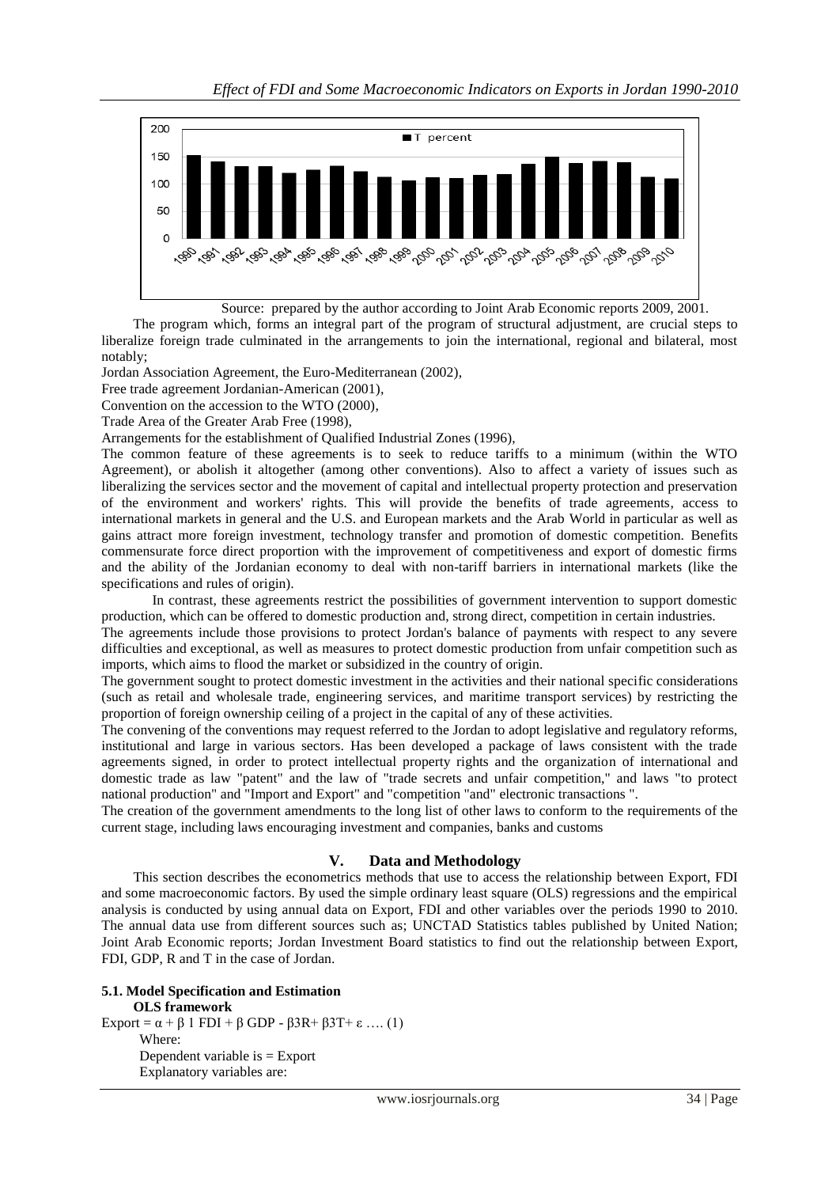Source: prepared by the author according to Joint Arab Economic reports 2009, 2001.

The program which, forms an integral part of the program of structural adjustment, are crucial steps to liberalize foreign trade culminated in the arrangements to join the international, regional and bilateral, most notably;

Jordan Association Agreement, the Euro-Mediterranean (2002),

Free trade agreement Jordanian-American (2001),

Convention on the accession to the WTO (2000),

Trade Area of the Greater Arab Free (1998),

Arrangements for the establishment of Qualified Industrial Zones (1996),

The common feature of these agreements is to seek to reduce tariffs to a minimum (within the WTO Agreement), or abolish it altogether (among other conventions). Also to affect a variety of issues such as liberalizing the services sector and the movement of capital and intellectual property protection and preservation of the environment and workers' rights. This will provide the benefits of trade agreements, access to international markets in general and the U.S. and European markets and the Arab World in particular as well as gains attract more foreign investment, technology transfer and promotion of domestic competition. Benefits commensurate force direct proportion with the improvement of competitiveness and export of domestic firms and the ability of the Jordanian economy to deal with non-tariff barriers in international markets (like the specifications and rules of origin).

In contrast, these agreements restrict the possibilities of government intervention to support domestic production, which can be offered to domestic production and, strong direct, competition in certain industries.

The agreements include those provisions to protect Jordan's balance of payments with respect to any severe difficulties and exceptional, as well as measures to protect domestic production from unfair competition such as imports, which aims to flood the market or subsidized in the country of origin.

The government sought to protect domestic investment in the activities and their national specific considerations (such as retail and wholesale trade, engineering services, and maritime transport services) by restricting the proportion of foreign ownership ceiling of a project in the capital of any of these activities.

The convening of the conventions may request referred to the Jordan to adopt legislative and regulatory reforms, institutional and large in various sectors. Has been developed a package of laws consistent with the trade agreements signed, in order to protect intellectual property rights and the organization of international and domestic trade as law "patent" and the law of "trade secrets and unfair competition," and laws "to protect national production" and "Import and Export" and "competition "and" electronic transactions ".

The creation of the government amendments to the long list of other laws to conform to the requirements of the current stage, including laws encouraging investment and companies, banks and customs

## V. Data and Methodology

This section describes the econometrics methods that use to access the relationship between Export, FDI and some macroeconomic factors. By used the simple ordinary least square (OLS) regressions and the empirical analysis is conducted by using annual data on Export, FDI and other variables over the periods 1990 to 2010. The annual data use from different sources such as; UNCTAD Statistics tables published by United Nation; Joint Arab Economic reports; Jordan Investment Board statistics to find out the relationship between Export, FDI, GDP, R and T in the case of Jordan.

### 5.1. Model Specification and Estimation

**OLS framework**

$$Export = \alpha + \beta\ 1\ FDI + \beta\ GDP - \beta 3R + \beta 3T + \varepsilon \text{ …. (1)}$$

Where:

Dependent variable is = Export

Explanatory variables are: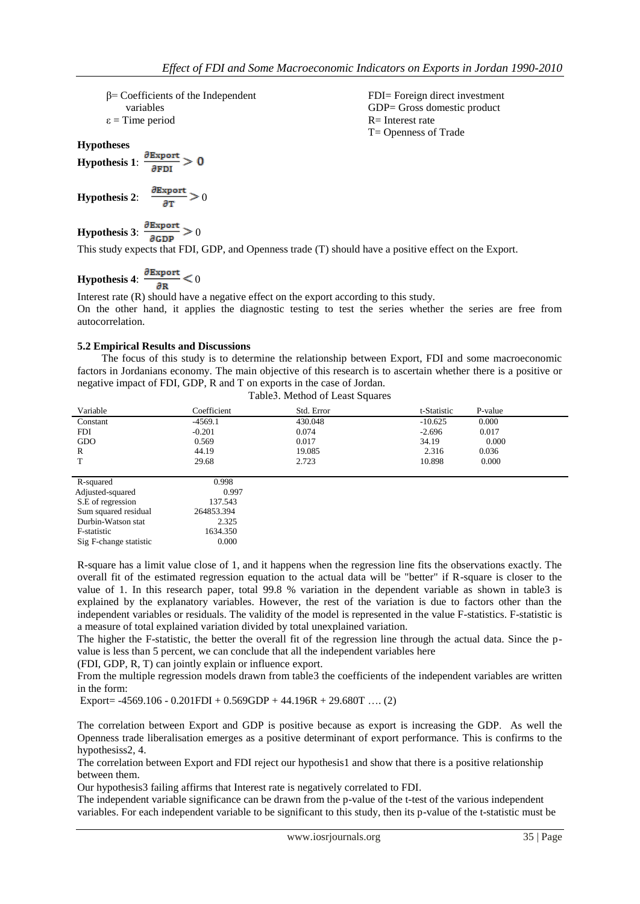β= Coefficients of the Independent variables
ε = Time period

FDI= Foreign direct investment
GDP= Gross domestic product
R= Interest rate
T= Openness of Trade

**Hypotheses**

**Hypothesis 1**: $\frac{\partial \text{Export}}{\partial \text{FDI}} > 0$

**Hypothesis 2**: $\frac{\partial \text{Export}}{\partial \text{T}} > 0$

**Hypothesis 3**: $\frac{\partial \text{Export}}{\partial \text{GDP}} > 0$

This study expects that FDI, GDP, and Openness trade (T) should have a positive effect on the Export.

**Hypothesis 4**: $\frac{\partial \text{Export}}{\partial \text{R}} < 0$

Interest rate (R) should have a negative effect on the export according to this study.

On the other hand, it applies the diagnostic testing to test the series whether the series are free from autocorrelation.

### 5.2 Empirical Results and Discussions

The focus of this study is to determine the relationship between Export, FDI and some macroeconomic factors in Jordanians economy. The main objective of this research is to ascertain whether there is a positive or negative impact of FDI, GDP, R and T on exports in the case of Jordan.

Table3. Method of Least Squares

| Variable | Coefficient | Std. Error | t-Statistic | P-value |
|---|---|---|---|---|
| Constant | -4569.1 | 430.048 | -10.625 | 0.000 |
| FDI | -0.201 | 0.074 | -2.696 | 0.017 |
| GDO | 0.569 | 0.017 | 34.19 | 0.000 |
| R | 44.19 | 19.085 | 2.316 | 0.036 |
| T | 29.68 | 2.723 | 10.898 | 0.000 |
| R-squared | 0.998 | | | |
| Adjusted-squared | 0.997 | | | |
| S.E of regression | 137.543 | | | |
| Sum squared residual | 264853.394 | | | |
| Durbin-Watson stat | 2.325 | | | |
| F-statistic | 1634.350 | | | |
| Sig F-change statistic | 0.000 | | | |

R-square has a limit value close of 1, and it happens when the regression line fits the observations exactly. The overall fit of the estimated regression equation to the actual data will be "better" if R-square is closer to the value of 1. In this research paper, total 99.8 % variation in the dependent variable as shown in table3 is explained by the explanatory variables. However, the rest of the variation is due to factors other than the independent variables or residuals. The validity of the model is represented in the value F-statistics. F-statistic is a measure of total explained variation divided by total unexplained variation.

The higher the F-statistic, the better the overall fit of the regression line through the actual data. Since the p-value is less than 5 percent, we can conclude that all the independent variables here (FDI, GDP, R, T) can jointly explain or influence export.

From the multiple regression models drawn from table3 the coefficients of the independent variables are written in the form:

$$\text{Export} = -4569.106 - 0.201\text{FDI} + 0.569\text{GDP} + 44.196\text{R} + 29.680\text{T} \quad \ldots (2)$$

The correlation between Export and GDP is positive because as export is increasing the GDP. As well the Openness trade liberalisation emerges as a positive determinant of export performance. This is confirms to the hypothesiss2, 4.

The correlation between Export and FDI reject our hypothesis1 and show that there is a positive relationship between them.

Our hypothesis3 failing affirms that Interest rate is negatively correlated to FDI.

The independent variable significance can be drawn from the p-value of the t-test of the various independent variables. For each independent variable to be significant to this study, then its p-value of the t-statistic must be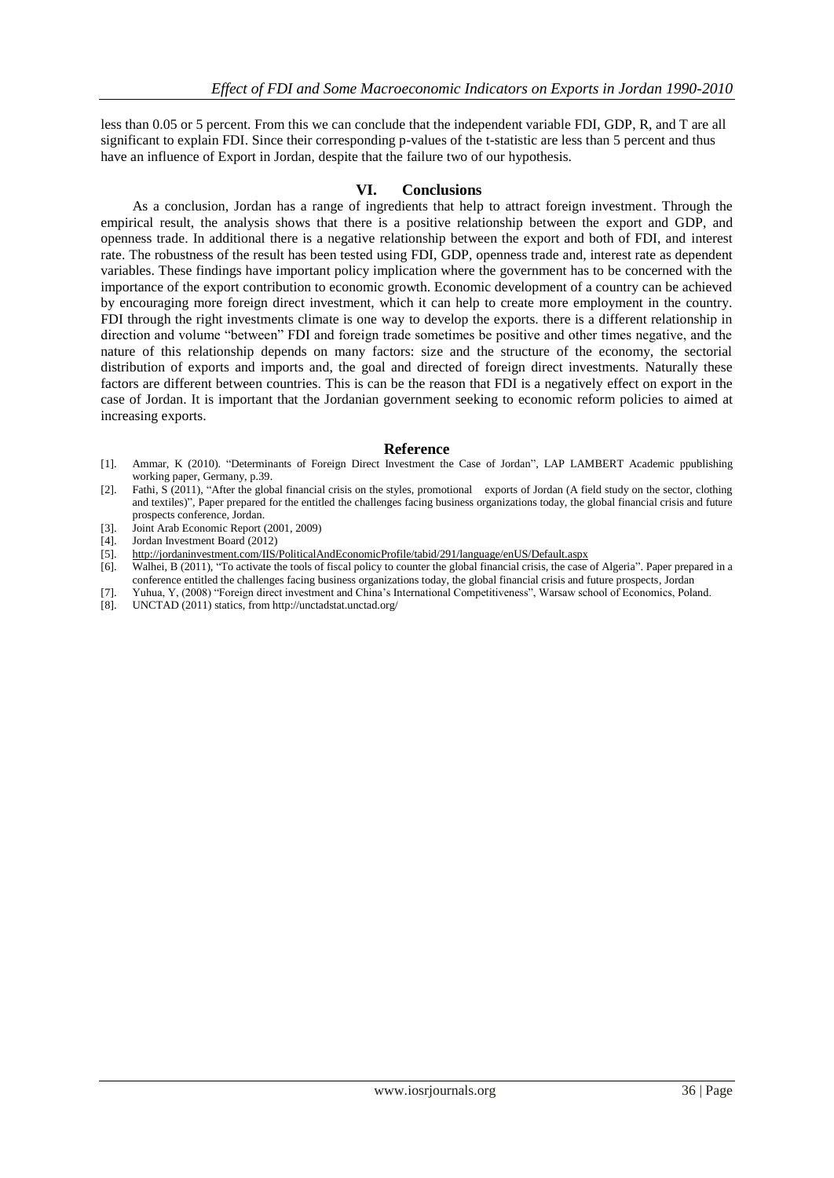less than 0.05 or 5 percent. From this we can conclude that the independent variable FDI, GDP, R, and T are all significant to explain FDI. Since their corresponding p-values of the t-statistic are less than 5 percent and thus have an influence of Export in Jordan, despite that the failure two of our hypothesis.

## VI. Conclusions

As a conclusion, Jordan has a range of ingredients that help to attract foreign investment. Through the empirical result, the analysis shows that there is a positive relationship between the export and GDP, and openness trade. In additional there is a negative relationship between the export and both of FDI, and interest rate. The robustness of the result has been tested using FDI, GDP, openness trade and, interest rate as dependent variables. These findings have important policy implication where the government has to be concerned with the importance of the export contribution to economic growth. Economic development of a country can be achieved by encouraging more foreign direct investment, which it can help to create more employment in the country. FDI through the right investments climate is one way to develop the exports. there is a different relationship in direction and volume "between" FDI and foreign trade sometimes be positive and other times negative, and the nature of this relationship depends on many factors: size and the structure of the economy, the sectorial distribution of exports and imports and, the goal and directed of foreign direct investments. Naturally these factors are different between countries. This is can be the reason that FDI is a negatively effect on export in the case of Jordan. It is important that the Jordanian government seeking to economic reform policies to aimed at increasing exports.

## Reference

[1]. Ammar, K (2010). "Determinants of Foreign Direct Investment the Case of Jordan", LAP LAMBERT Academic ppublishing working paper, Germany, p.39.

[2]. Fathi, S (2011), "After the global financial crisis on the styles, promotional exports of Jordan (A field study on the sector, clothing and textiles)", Paper prepared for the entitled the challenges facing business organizations today, the global financial crisis and future prospects conference, Jordan.

[3]. Joint Arab Economic Report (2001, 2009)

[4]. Jordan Investment Board (2012)

[5]. http://jordaninvestment.com/IIS/PoliticalAndEconomicProfile/tabid/291/language/enUS/Default.aspx

[6]. Walhei, B (2011), "To activate the tools of fiscal policy to counter the global financial crisis, the case of Algeria". Paper prepared in a conference entitled the challenges facing business organizations today, the global financial crisis and future prospects, Jordan

[7]. Yuhua, Y, (2008) "Foreign direct investment and China's International Competitiveness", Warsaw school of Economics, Poland.

[8]. UNCTAD (2011) statics, from http://unctadstat.unctad.org/